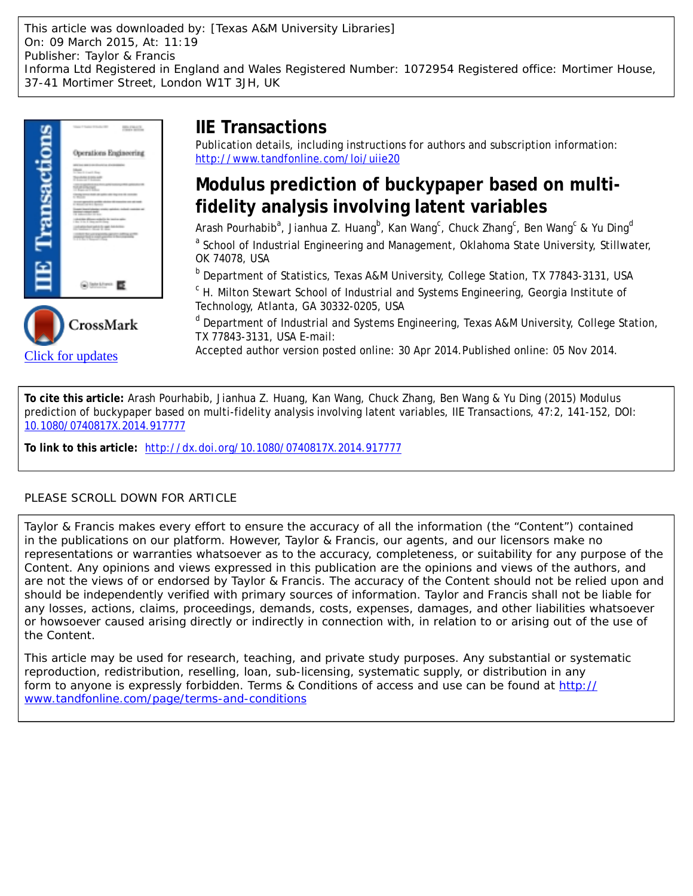This article was downloaded by: [Texas A&M University Libraries]
On: 09 March 2015, At: 11:19
Publisher: Taylor & Francis
Informa Ltd Registered in England and Wales Registered Number: 1072954 Registered office: Mortimer House, 37-41 Mortimer Street, London W1T 3JH, UK

# IIE Transactions

Publication details, including instructions for authors and subscription information:
http://www.tandfonline.com/loi/uiie20

## Modulus prediction of buckypaper based on multi-fidelity analysis involving latent variables

Arash Pourhabib[a], Jianhua Z. Huang[b], Kan Wang[c], Chuck Zhang[c], Ben Wang[c] & Yu Ding[d]

[a] School of Industrial Engineering and Management, Oklahoma State University, Stillwater, OK 74078, USA

[b] Department of Statistics, Texas A&M University, College Station, TX 77843-3131, USA

[c] H. Milton Stewart School of Industrial and Systems Engineering, Georgia Institute of Technology, Atlanta, GA 30332-0205, USA

[d] Department of Industrial and Systems Engineering, Texas A&M University, College Station, TX 77843-3131, USA E-mail:

Accepted author version posted online: 30 Apr 2014. Published online: 05 Nov 2014.

Click for updates

**To cite this article:** Arash Pourhabib, Jianhua Z. Huang, Kan Wang, Chuck Zhang, Ben Wang & Yu Ding (2015) Modulus prediction of buckypaper based on multi-fidelity analysis involving latent variables, IIE Transactions, 47:2, 141-152, DOI: 10.1080/0740817X.2014.917777

**To link to this article:** http://dx.doi.org/10.1080/0740817X.2014.917777

PLEASE SCROLL DOWN FOR ARTICLE

Taylor & Francis makes every effort to ensure the accuracy of all the information (the "Content") contained in the publications on our platform. However, Taylor & Francis, our agents, and our licensors make no representations or warranties whatsoever as to the accuracy, completeness, or suitability for any purpose of the Content. Any opinions and views expressed in this publication are the opinions and views of the authors, and are not the views of or endorsed by Taylor & Francis. The accuracy of the Content should not be relied upon and should be independently verified with primary sources of information. Taylor and Francis shall not be liable for any losses, actions, claims, proceedings, demands, costs, expenses, damages, and other liabilities whatsoever or howsoever caused arising directly or indirectly in connection with, in relation to or arising out of the use of the Content.

This article may be used for research, teaching, and private study purposes. Any substantial or systematic reproduction, redistribution, reselling, loan, sub-licensing, systematic supply, or distribution in any form to anyone is expressly forbidden. Terms & Conditions of access and use can be found at http://www.tandfonline.com/page/terms-and-conditions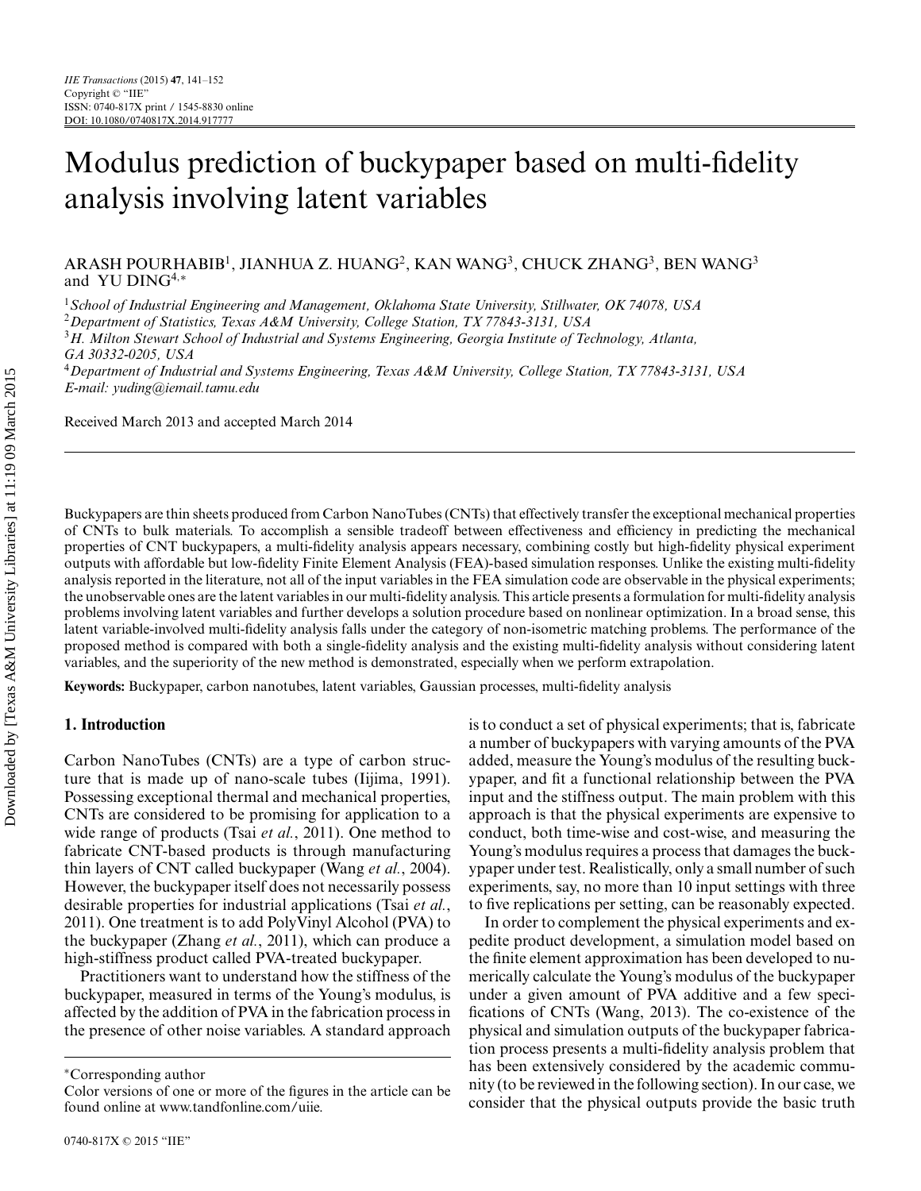# Modulus prediction of buckypaper based on multi-fidelity analysis involving latent variables

ARASH POURHABIB[1], JIANHUA Z. HUANG[2], KAN WANG[3], CHUCK ZHANG[3], BEN WANG[3] and YU DING[4,*]

[1]*School of Industrial Engineering and Management, Oklahoma State University, Stillwater, OK 74078, USA*
[2]*Department of Statistics, Texas A&M University, College Station, TX 77843-3131, USA*
[3]*H. Milton Stewart School of Industrial and Systems Engineering, Georgia Institute of Technology, Atlanta, GA 30332-0205, USA*
[4]*Department of Industrial and Systems Engineering, Texas A&M University, College Station, TX 77843-3131, USA*
*E-mail: yuding@iemail.tamu.edu*

Received March 2013 and accepted March 2014

Buckypapers are thin sheets produced from Carbon NanoTubes (CNTs) that effectively transfer the exceptional mechanical properties of CNTs to bulk materials. To accomplish a sensible tradeoff between effectiveness and efficiency in predicting the mechanical properties of CNT buckypapers, a multi-fidelity analysis appears necessary, combining costly but high-fidelity physical experiment outputs with affordable but low-fidelity Finite Element Analysis (FEA)-based simulation responses. Unlike the existing multi-fidelity analysis reported in the literature, not all of the input variables in the FEA simulation code are observable in the physical experiments; the unobservable ones are the latent variables in our multi-fidelity analysis. This article presents a formulation for multi-fidelity analysis problems involving latent variables and further develops a solution procedure based on nonlinear optimization. In a broad sense, this latent variable-involved multi-fidelity analysis falls under the category of non-isometric matching problems. The performance of the proposed method is compared with both a single-fidelity analysis and the existing multi-fidelity analysis without considering latent variables, and the superiority of the new method is demonstrated, especially when we perform extrapolation.

**Keywords:** Buckypaper, carbon nanotubes, latent variables, Gaussian processes, multi-fidelity analysis

## 1. Introduction

Carbon NanoTubes (CNTs) are a type of carbon structure that is made up of nano-scale tubes (Iijima, 1991). Possessing exceptional thermal and mechanical properties, CNTs are considered to be promising for application to a wide range of products (Tsai *et al.*, 2011). One method to fabricate CNT-based products is through manufacturing thin layers of CNT called buckypaper (Wang *et al.*, 2004). However, the buckypaper itself does not necessarily possess desirable properties for industrial applications (Tsai *et al.*, 2011). One treatment is to add PolyVinyl Alcohol (PVA) to the buckypaper (Zhang *et al.*, 2011), which can produce a high-stiffness product called PVA-treated buckypaper.

Practitioners want to understand how the stiffness of the buckypaper, measured in terms of the Young's modulus, is affected by the addition of PVA in the fabrication process in the presence of other noise variables. A standard approach is to conduct a set of physical experiments; that is, fabricate a number of buckypapers with varying amounts of the PVA added, measure the Young's modulus of the resulting buckypaper, and fit a functional relationship between the PVA input and the stiffness output. The main problem with this approach is that the physical experiments are expensive to conduct, both time-wise and cost-wise, and measuring the Young's modulus requires a process that damages the buckypaper under test. Realistically, only a small number of such experiments, say, no more than 10 input settings with three to five replications per setting, can be reasonably expected.

In order to complement the physical experiments and expedite product development, a simulation model based on the finite element approximation has been developed to numerically calculate the Young's modulus of the buckypaper under a given amount of PVA additive and a few specifications of CNTs (Wang, 2013). The co-existence of the physical and simulation outputs of the buckypaper fabrication process presents a multi-fidelity analysis problem that has been extensively considered by the academic community (to be reviewed in the following section). In our case, we consider that the physical outputs provide the basic truth

*Corresponding author

Color versions of one or more of the figures in the article can be found online at www.tandfonline.com/uiie.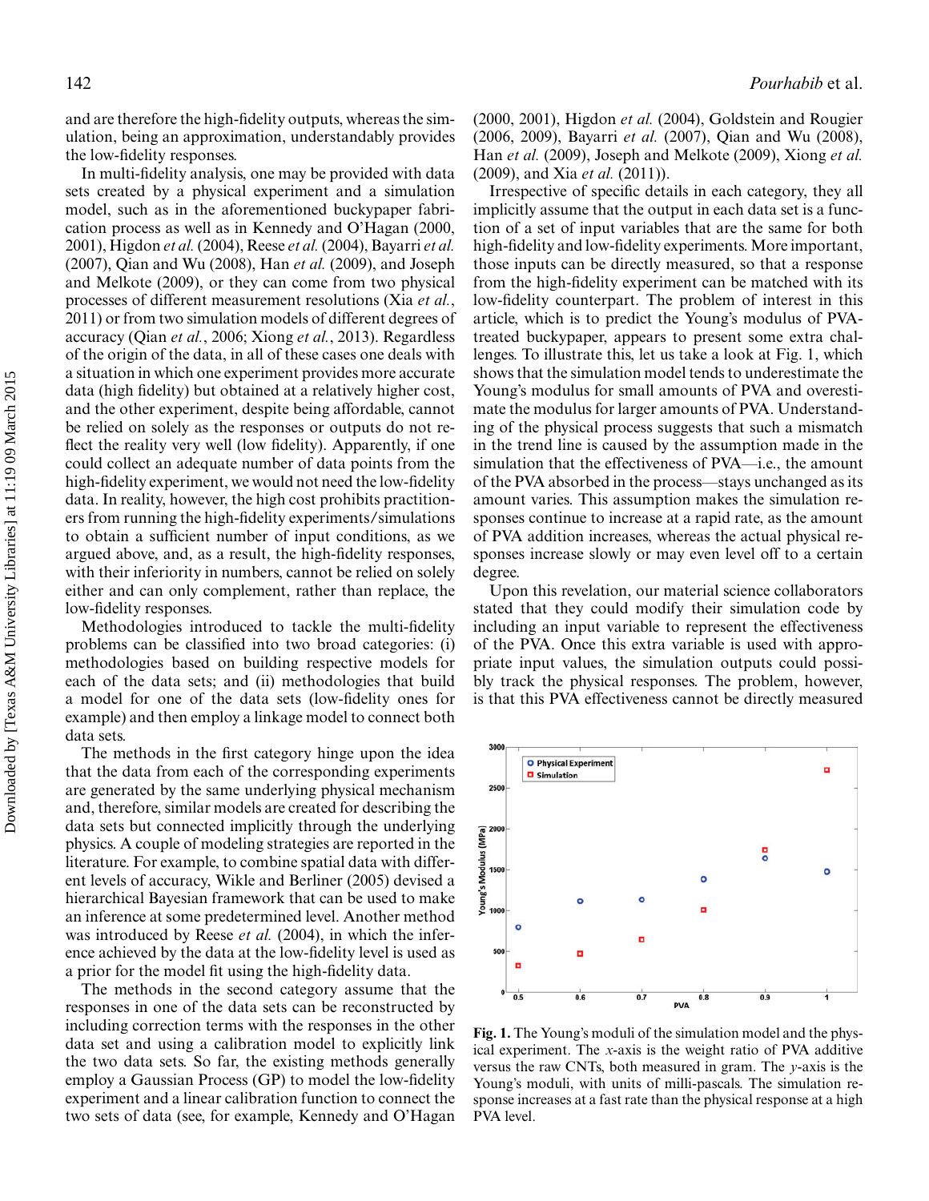and are therefore the high-fidelity outputs, whereas the simulation, being an approximation, understandably provides the low-fidelity responses.

In multi-fidelity analysis, one may be provided with data sets created by a physical experiment and a simulation model, such as in the aforementioned buckypaper fabrication process as well as in Kennedy and O'Hagan (2000, 2001), Higdon *et al.* (2004), Reese *et al.* (2004), Bayarri *et al.* (2007), Qian and Wu (2008), Han *et al.* (2009), and Joseph and Melkote (2009), or they can come from two physical processes of different measurement resolutions (Xia *et al.*, 2011) or from two simulation models of different degrees of accuracy (Qian *et al.*, 2006; Xiong *et al.*, 2013). Regardless of the origin of the data, in all of these cases one deals with a situation in which one experiment provides more accurate data (high fidelity) but obtained at a relatively higher cost, and the other experiment, despite being affordable, cannot be relied on solely as the responses or outputs do not reflect the reality very well (low fidelity). Apparently, if one could collect an adequate number of data points from the high-fidelity experiment, we would not need the low-fidelity data. In reality, however, the high cost prohibits practitioners from running the high-fidelity experiments/simulations to obtain a sufficient number of input conditions, as we argued above, and, as a result, the high-fidelity responses, with their inferiority in numbers, cannot be relied on solely either and can only complement, rather than replace, the low-fidelity responses.

Methodologies introduced to tackle the multi-fidelity problems can be classified into two broad categories: (i) methodologies based on building respective models for each of the data sets; and (ii) methodologies that build a model for one of the data sets (low-fidelity ones for example) and then employ a linkage model to connect both data sets.

The methods in the first category hinge upon the idea that the data from each of the corresponding experiments are generated by the same underlying physical mechanism and, therefore, similar models are created for describing the data sets but connected implicitly through the underlying physics. A couple of modeling strategies are reported in the literature. For example, to combine spatial data with different levels of accuracy, Wikle and Berliner (2005) devised a hierarchical Bayesian framework that can be used to make an inference at some predetermined level. Another method was introduced by Reese *et al.* (2004), in which the inference achieved by the data at the low-fidelity level is used as a prior for the model fit using the high-fidelity data.

The methods in the second category assume that the responses in one of the data sets can be reconstructed by including correction terms with the responses in the other data set and using a calibration model to explicitly link the two data sets. So far, the existing methods generally employ a Gaussian Process (GP) to model the low-fidelity experiment and a linear calibration function to connect the two sets of data (see, for example, Kennedy and O'Hagan (2000, 2001), Higdon *et al.* (2004), Goldstein and Rougier (2006, 2009), Bayarri *et al.* (2007), Qian and Wu (2008), Han *et al.* (2009), Joseph and Melkote (2009), Xiong *et al.* (2009), and Xia *et al.* (2011)).

Irrespective of specific details in each category, they all implicitly assume that the output in each data set is a function of a set of input variables that are the same for both high-fidelity and low-fidelity experiments. More important, those inputs can be directly measured, so that a response from the high-fidelity experiment can be matched with its low-fidelity counterpart. The problem of interest in this article, which is to predict the Young's modulus of PVA-treated buckypaper, appears to present some extra challenges. To illustrate this, let us take a look at Fig. 1, which shows that the simulation model tends to underestimate the Young's modulus for small amounts of PVA and overestimate the modulus for larger amounts of PVA. Understanding of the physical process suggests that such a mismatch in the trend line is caused by the assumption made in the simulation that the effectiveness of PVA—i.e., the amount of the PVA absorbed in the process—stays unchanged as its amount varies. This assumption makes the simulation responses continue to increase at a rapid rate, as the amount of PVA addition increases, whereas the actual physical responses increase slowly or may even level off to a certain degree.

Upon this revelation, our material science collaborators stated that they could modify their simulation code by including an input variable to represent the effectiveness of the PVA. Once this extra variable is used with appropriate input values, the simulation outputs could possibly track the physical responses. The problem, however, is that this PVA effectiveness cannot be directly measured

Physical Experiment
Simulation
Young's Modulus (MPa)
3000
2500
2000
1500
1000
500
0
0.5
0.6
0.7
0.8
0.9
1
PVA

**Fig. 1.** The Young's moduli of the simulation model and the physical experiment. The *x*-axis is the weight ratio of PVA additive versus the raw CNTs, both measured in gram. The *y*-axis is the Young's moduli, with units of milli-pascals. The simulation response increases at a fast rate than the physical response at a high PVA level.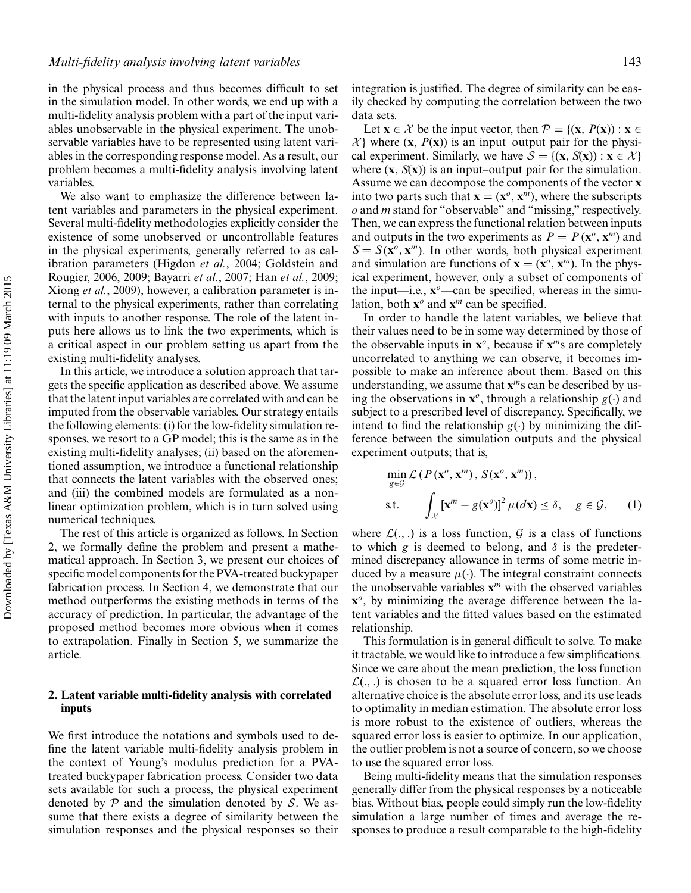in the physical process and thus becomes difficult to set in the simulation model. In other words, we end up with a multi-fidelity analysis problem with a part of the input variables unobservable in the physical experiment. The unobservable variables have to be represented using latent variables in the corresponding response model. As a result, our problem becomes a multi-fidelity analysis involving latent variables.

We also want to emphasize the difference between latent variables and parameters in the physical experiment. Several multi-fidelity methodologies explicitly consider the existence of some unobserved or uncontrollable features in the physical experiments, generally referred to as calibration parameters (Higdon *et al.*, 2004; Goldstein and Rougier, 2006, 2009; Bayarri *et al.*, 2007; Han *et al.*, 2009; Xiong *et al.*, 2009), however, a calibration parameter is internal to the physical experiments, rather than correlating with inputs to another response. The role of the latent inputs here allows us to link the two experiments, which is a critical aspect in our problem setting us apart from the existing multi-fidelity analyses.

In this article, we introduce a solution approach that targets the specific application as described above. We assume that the latent input variables are correlated with and can be imputed from the observable variables. Our strategy entails the following elements: (i) for the low-fidelity simulation responses, we resort to a GP model; this is the same as in the existing multi-fidelity analyses; (ii) based on the aforementioned assumption, we introduce a functional relationship that connects the latent variables with the observed ones; and (iii) the combined models are formulated as a nonlinear optimization problem, which is in turn solved using numerical techniques.

The rest of this article is organized as follows. In Section 2, we formally define the problem and present a mathematical approach. In Section 3, we present our choices of specific model components for the PVA-treated buckypaper fabrication process. In Section 4, we demonstrate that our method outperforms the existing methods in terms of the accuracy of prediction. In particular, the advantage of the proposed method becomes more obvious when it comes to extrapolation. Finally in Section 5, we summarize the article.

## 2. Latent variable multi-fidelity analysis with correlated inputs

We first introduce the notations and symbols used to define the latent variable multi-fidelity analysis problem in the context of Young's modulus prediction for a PVA-treated buckypaper fabrication process. Consider two data sets available for such a process, the physical experiment denoted by $\mathcal{P}$ and the simulation denoted by $\mathcal{S}$. We assume that there exists a degree of similarity between the simulation responses and the physical responses so their integration is justified. The degree of similarity can be easily checked by computing the correlation between the two data sets.

Let $\mathbf{x} \in \mathcal{X}$ be the input vector, then $\mathcal{P} = \{(\mathbf{x}, P(\mathbf{x})) : \mathbf{x} \in \mathcal{X}\}$ where $(\mathbf{x}, P(\mathbf{x}))$ is an input–output pair for the physical experiment. Similarly, we have $\mathcal{S} = \{(\mathbf{x}, S(\mathbf{x})) : \mathbf{x} \in \mathcal{X}\}$ where $(\mathbf{x}, S(\mathbf{x}))$ is an input–output pair for the simulation. Assume we can decompose the components of the vector $\mathbf{x}$ into two parts such that $\mathbf{x} = (\mathbf{x}^o, \mathbf{x}^m)$, where the subscripts $o$ and $m$ stand for "observable" and "missing," respectively. Then, we can express the functional relation between inputs and outputs in the two experiments as $P = P(\mathbf{x}^o, \mathbf{x}^m)$ and $S = S(\mathbf{x}^o, \mathbf{x}^m)$. In other words, both physical experiment and simulation are functions of $\mathbf{x} = (\mathbf{x}^o, \mathbf{x}^m)$. In the physical experiment, however, only a subset of components of the input—i.e., $\mathbf{x}^o$—can be specified, whereas in the simulation, both $\mathbf{x}^o$ and $\mathbf{x}^m$ can be specified.

In order to handle the latent variables, we believe that their values need to be in some way determined by those of the observable inputs in $\mathbf{x}^o$, because if $\mathbf{x}^m$s are completely uncorrelated to anything we can observe, it becomes impossible to make an inference about them. Based on this understanding, we assume that $\mathbf{x}^m$s can be described by using the observations in $\mathbf{x}^o$, through a relationship $g(\cdot)$ and subject to a prescribed level of discrepancy. Specifically, we intend to find the relationship $g(\cdot)$ by minimizing the difference between the simulation outputs and the physical experiment outputs; that is,

$$
\begin{aligned}
&\min_{g \in \mathcal{G}} \mathcal{L}\left(P\left(\mathbf{x}^o, \mathbf{x}^m\right), S(\mathbf{x}^o, \mathbf{x}^m)\right), \\
&\text{s.t.} \quad \int_{\mathcal{X}} \left[\mathbf{x}^m - g(\mathbf{x}^o)\right]^2 \mu(d\mathbf{x}) \le \delta, \quad g \in \mathcal{G}, \qquad (1)
\end{aligned}
$$

where $\mathcal{L}(.,.)$ is a loss function, $\mathcal{G}$ is a class of functions to which $g$ is deemed to belong, and $\delta$ is the predetermined discrepancy allowance in terms of some metric induced by a measure $\mu(\cdot)$. The integral constraint connects the unobservable variables $\mathbf{x}^m$ with the observed variables $\mathbf{x}^o$, by minimizing the average difference between the latent variables and the fitted values based on the estimated relationship.

This formulation is in general difficult to solve. To make it tractable, we would like to introduce a few simplifications. Since we care about the mean prediction, the loss function $\mathcal{L}(.,.)$ is chosen to be a squared error loss function. An alternative choice is the absolute error loss, and its use leads to optimality in median estimation. The absolute error loss is more robust to the existence of outliers, whereas the squared error loss is easier to optimize. In our application, the outlier problem is not a source of concern, so we choose to use the squared error loss.

Being multi-fidelity means that the simulation responses generally differ from the physical responses by a noticeable bias. Without bias, people could simply run the low-fidelity simulation a large number of times and average the responses to produce a result comparable to the high-fidelity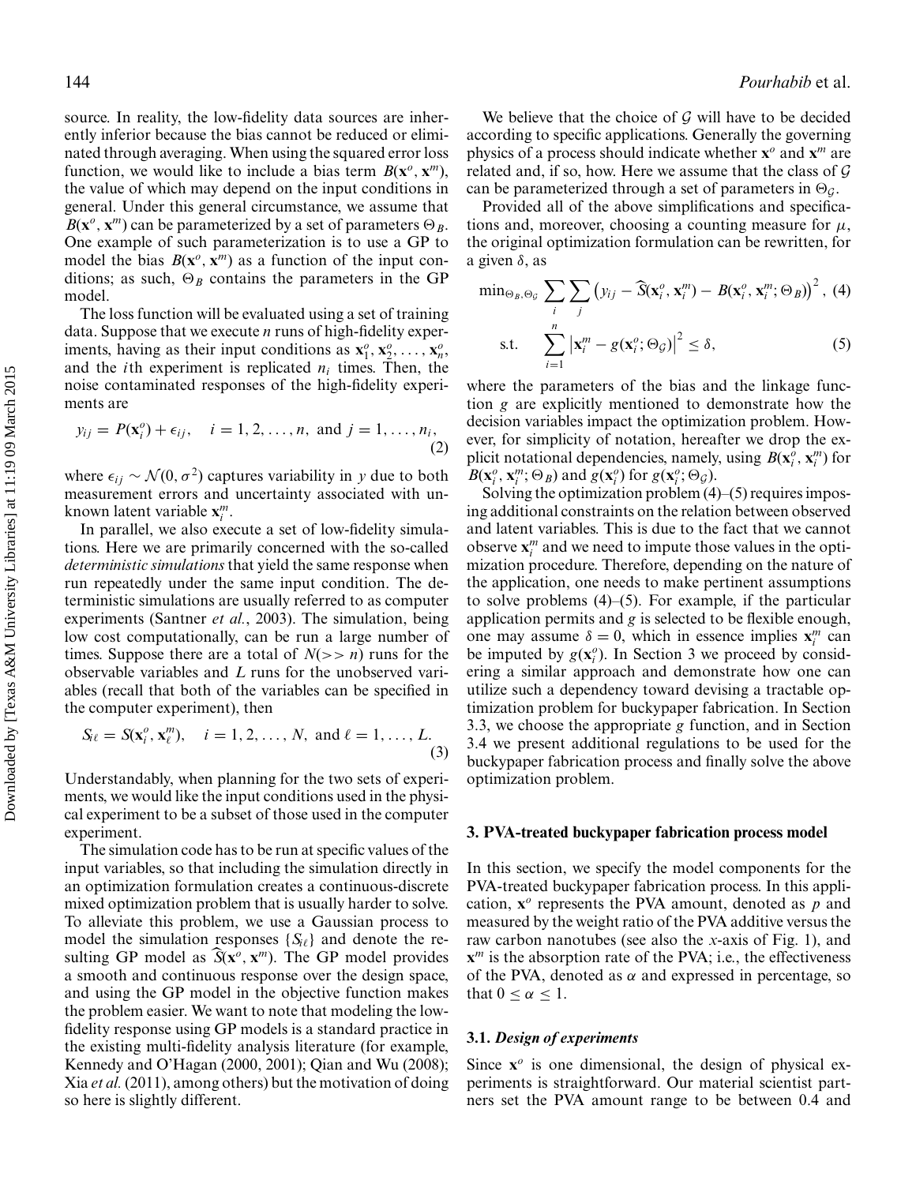source. In reality, the low-fidelity data sources are inherently inferior because the bias cannot be reduced or eliminated through averaging. When using the squared error loss function, we would like to include a bias term $B(\mathbf{x}^o, \mathbf{x}^m)$, the value of which may depend on the input conditions in general. Under this general circumstance, we assume that $B(\mathbf{x}^o, \mathbf{x}^m)$ can be parameterized by a set of parameters $\Theta_B$. One example of such parameterization is to use a GP to model the bias $B(\mathbf{x}^o, \mathbf{x}^m)$ as a function of the input conditions; as such, $\Theta_B$ contains the parameters in the GP model.

The loss function will be evaluated using a set of training data. Suppose that we execute $n$ runs of high-fidelity experiments, having as their input conditions as $\mathbf{x}_1^o, \mathbf{x}_2^o, \ldots, \mathbf{x}_n^o$, and the $i$th experiment is replicated $n_i$ times. Then, the noise contaminated responses of the high-fidelity experiments are

$$y_{ij} = P(\mathbf{x}_i^o) + \epsilon_{ij}, \quad i = 1, 2, \ldots, n, \text{ and } j = 1, \ldots, n_i, \tag{2}$$

where $\epsilon_{ij} \sim \mathcal{N}(0, \sigma^2)$ captures variability in $y$ due to both measurement errors and uncertainty associated with unknown latent variable $\mathbf{x}_i^m$.

In parallel, we also execute a set of low-fidelity simulations. Here we are primarily concerned with the so-called *deterministic simulations* that yield the same response when run repeatedly under the same input condition. The deterministic simulations are usually referred to as computer experiments (Santner *et al.*, 2003). The simulation, being low cost computationally, can be run a large number of times. Suppose there are a total of $N(>> n)$ runs for the observable variables and $L$ runs for the unobserved variables (recall that both of the variables can be specified in the computer experiment), then

$$S_{i\ell} = S(\mathbf{x}_i^o, \mathbf{x}_\ell^m), \quad i = 1, 2, \ldots, N, \text{ and } \ell = 1, \ldots, L. \tag{3}$$

Understandably, when planning for the two sets of experiments, we would like the input conditions used in the physical experiment to be a subset of those used in the computer experiment.

The simulation code has to be run at specific values of the input variables, so that including the simulation directly in an optimization formulation creates a continuous-discrete mixed optimization problem that is usually harder to solve. To alleviate this problem, we use a Gaussian process to model the simulation responses $\{S_{i\ell}\}$ and denote the resulting GP model as $\widehat{S}(\mathbf{x}^o, \mathbf{x}^m)$. The GP model provides a smooth and continuous response over the design space, and using the GP model in the objective function makes the problem easier. We want to note that modeling the low-fidelity response using GP models is a standard practice in the existing multi-fidelity analysis literature (for example, Kennedy and O'Hagan (2000, 2001); Qian and Wu (2008); Xia *et al.* (2011), among others) but the motivation of doing so here is slightly different.

We believe that the choice of $\mathcal{G}$ will have to be decided according to specific applications. Generally the governing physics of a process should indicate whether $\mathbf{x}^o$ and $\mathbf{x}^m$ are related and, if so, how. Here we assume that the class of $\mathcal{G}$ can be parameterized through a set of parameters in $\Theta_{\mathcal{G}}$.

Provided all of the above simplifications and specifications and, moreover, choosing a counting measure for $\mu$, the original optimization formulation can be rewritten, for a given $\delta$, as

$$\min_{\Theta_B, \Theta_{\mathcal{G}}} \sum_i \sum_j \left(y_{ij} - \widehat{S}(\mathbf{x}_i^o, \mathbf{x}_i^m) - B(\mathbf{x}_i^o, \mathbf{x}_i^m; \Theta_B)\right)^2, \tag{4}$$

$$\text{s.t.} \quad \sum_{i=1}^n \left|\mathbf{x}_i^m - g(\mathbf{x}_i^o; \Theta_{\mathcal{G}})\right|^2 \leq \delta, \tag{5}$$

where the parameters of the bias and the linkage function $g$ are explicitly mentioned to demonstrate how the decision variables impact the optimization problem. However, for simplicity of notation, hereafter we drop the explicit notational dependencies, namely, using $B(\mathbf{x}_i^o, \mathbf{x}_i^m)$ for $B(\mathbf{x}_i^o, \mathbf{x}_i^m; \Theta_B)$ and $g(\mathbf{x}_i^o)$ for $g(\mathbf{x}_i^o; \Theta_{\mathcal{G}})$.

Solving the optimization problem (4)–(5) requires imposing additional constraints on the relation between observed and latent variables. This is due to the fact that we cannot observe $\mathbf{x}_i^m$ and we need to impute those values in the optimization procedure. Therefore, depending on the nature of the application, one needs to make pertinent assumptions to solve problems (4)–(5). For example, if the particular application permits and $g$ is selected to be flexible enough, one may assume $\delta = 0$, which in essence implies $\mathbf{x}_i^m$ can be imputed by $g(\mathbf{x}_i^o)$. In Section 3 we proceed by considering a similar approach and demonstrate how one can utilize such a dependency toward devising a tractable optimization problem for buckypaper fabrication. In Section 3.3, we choose the appropriate $g$ function, and in Section 3.4 we present additional regulations to be used for the buckypaper fabrication process and finally solve the above optimization problem.

## 3. PVA-treated buckypaper fabrication process model

In this section, we specify the model components for the PVA-treated buckypaper fabrication process. In this application, $\mathbf{x}^o$ represents the PVA amount, denoted as $p$ and measured by the weight ratio of the PVA additive versus the raw carbon nanotubes (see also the $x$-axis of Fig. 1), and $\mathbf{x}^m$ is the absorption rate of the PVA; i.e., the effectiveness of the PVA, denoted as $\alpha$ and expressed in percentage, so that $0 \leq \alpha \leq 1$.

### 3.1. *Design of experiments*

Since $\mathbf{x}^o$ is one dimensional, the design of physical experiments is straightforward. Our material scientist partners set the PVA amount range to be between 0.4 and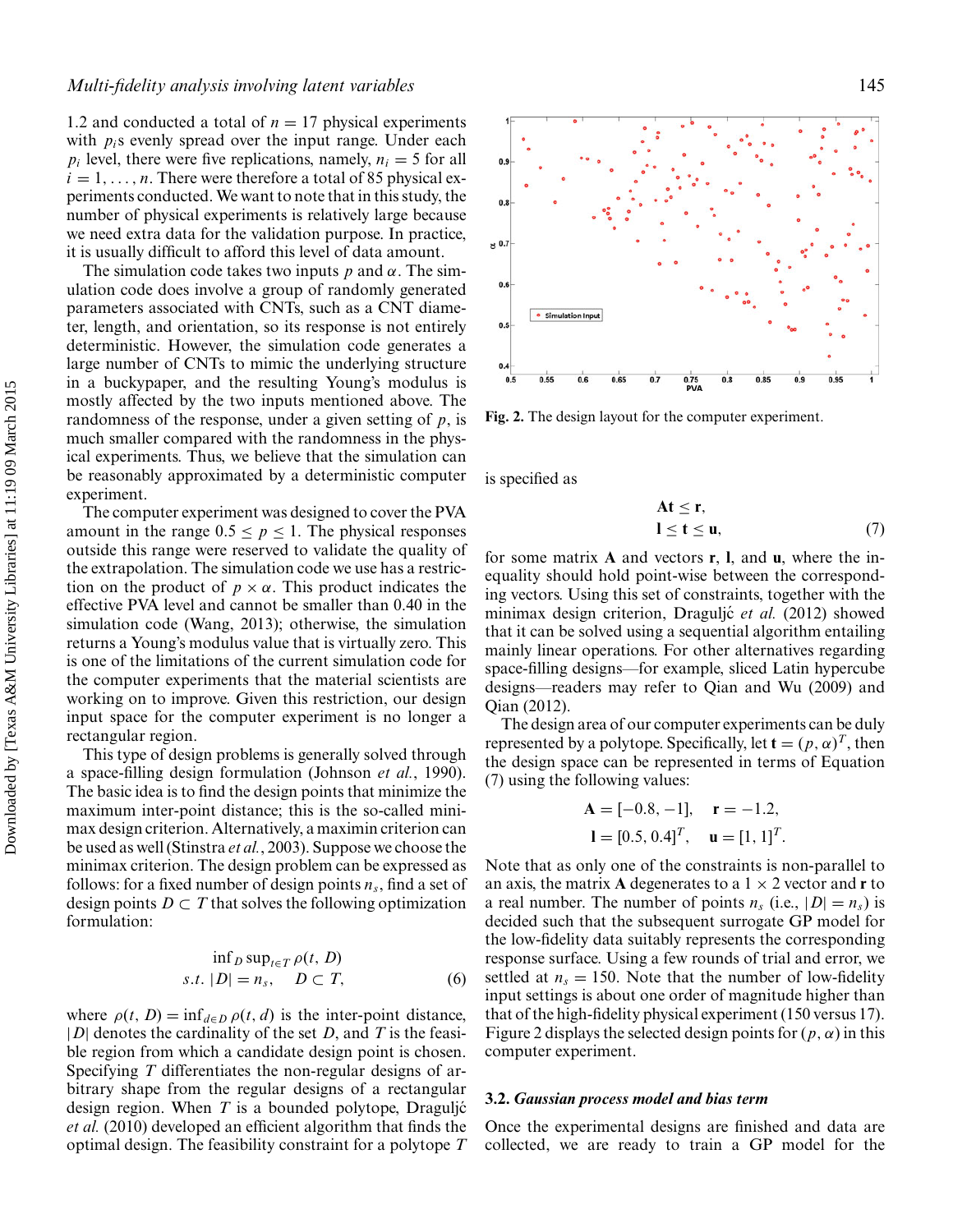1.2 and conducted a total of $n = 17$ physical experiments with $p_i$s evenly spread over the input range. Under each $p_i$ level, there were five replications, namely, $n_i = 5$ for all $i = 1, \ldots, n$. There were therefore a total of 85 physical experiments conducted. We want to note that in this study, the number of physical experiments is relatively large because we need extra data for the validation purpose. In practice, it is usually difficult to afford this level of data amount.

The simulation code takes two inputs $p$ and $\alpha$. The simulation code does involve a group of randomly generated parameters associated with CNTs, such as a CNT diameter, length, and orientation, so its response is not entirely deterministic. However, the simulation code generates a large number of CNTs to mimic the underlying structure in a buckypaper, and the resulting Young's modulus is mostly affected by the two inputs mentioned above. The randomness of the response, under a given setting of $p$, is much smaller compared with the randomness in the physical experiments. Thus, we believe that the simulation can be reasonably approximated by a deterministic computer experiment.

The computer experiment was designed to cover the PVA amount in the range $0.5 \leq p \leq 1$. The physical responses outside this range were reserved to validate the quality of the extrapolation. The simulation code we use has a restriction on the product of $p \times \alpha$. This product indicates the effective PVA level and cannot be smaller than 0.40 in the simulation code (Wang, 2013); otherwise, the simulation returns a Young's modulus value that is virtually zero. This is one of the limitations of the current simulation code for the computer experiments that the material scientists are working on to improve. Given this restriction, our design input space for the computer experiment is no longer a rectangular region.

This type of design problems is generally solved through a space-filling design formulation (Johnson *et al.*, 1990). The basic idea is to find the design points that minimize the maximum inter-point distance; this is the so-called minimax design criterion. Alternatively, a maximin criterion can be used as well (Stinstra *et al.*, 2003). Suppose we choose the minimax criterion. The design problem can be expressed as follows: for a fixed number of design points $n_s$, find a set of design points $D \subset T$ that solves the following optimization formulation:

$$\begin{aligned} &\inf_D \sup_{t \in T} \rho(t, D) \\ &s.t.\ |D| = n_s, \quad D \subset T, \end{aligned} \tag{6}$$

where $\rho(t, D) = \inf_{d \in D} \rho(t, d)$ is the inter-point distance, $|D|$ denotes the cardinality of the set $D$, and $T$ is the feasible region from which a candidate design point is chosen. Specifying $T$ differentiates the non-regular designs of arbitrary shape from the regular designs of a rectangular design region. When $T$ is a bounded polytope, Draguljć *et al.* (2010) developed an efficient algorithm that finds the optimal design. The feasibility constraint for a polytope $T$ is specified as

$$\begin{aligned} \mathbf{A}\mathbf{t} &\leq \mathbf{r}, \\ \mathbf{l} \leq \mathbf{t} &\leq \mathbf{u}, \end{aligned} \tag{7}$$

for some matrix $\mathbf{A}$ and vectors $\mathbf{r}$, $\mathbf{l}$, and $\mathbf{u}$, where the inequality should hold point-wise between the corresponding vectors. Using this set of constraints, together with the minimax design criterion, Draguljć *et al.* (2012) showed that it can be solved using a sequential algorithm entailing mainly linear operations. For other alternatives regarding space-filling designs—for example, sliced Latin hypercube designs—readers may refer to Qian and Wu (2009) and Qian (2012).

The design area of our computer experiments can be duly represented by a polytope. Specifically, let $\mathbf{t} = (p, \alpha)^T$, then the design space can be represented in terms of Equation (7) using the following values:

$$\begin{aligned} \mathbf{A} &= [-0.8, -1], \quad \mathbf{r} = -1.2, \\ \mathbf{l} &= [0.5, 0.4]^T, \quad \mathbf{u} = [1, 1]^T. \end{aligned}$$

Note that as only one of the constraints is non-parallel to an axis, the matrix $\mathbf{A}$ degenerates to a $1 \times 2$ vector and $\mathbf{r}$ to a real number. The number of points $n_s$ (i.e., $|D| = n_s$) is decided such that the subsequent surrogate GP model for the low-fidelity data suitably represents the corresponding response surface. Using a few rounds of trial and error, we settled at $n_s = 150$. Note that the number of low-fidelity input settings is about one order of magnitude higher than that of the high-fidelity physical experiment (150 versus 17). Figure 2 displays the selected design points for $(p, \alpha)$ in this computer experiment.

**Fig. 2.** The design layout for the computer experiment.

### 3.2. *Gaussian process model and bias term*

Once the experimental designs are finished and data are collected, we are ready to train a GP model for the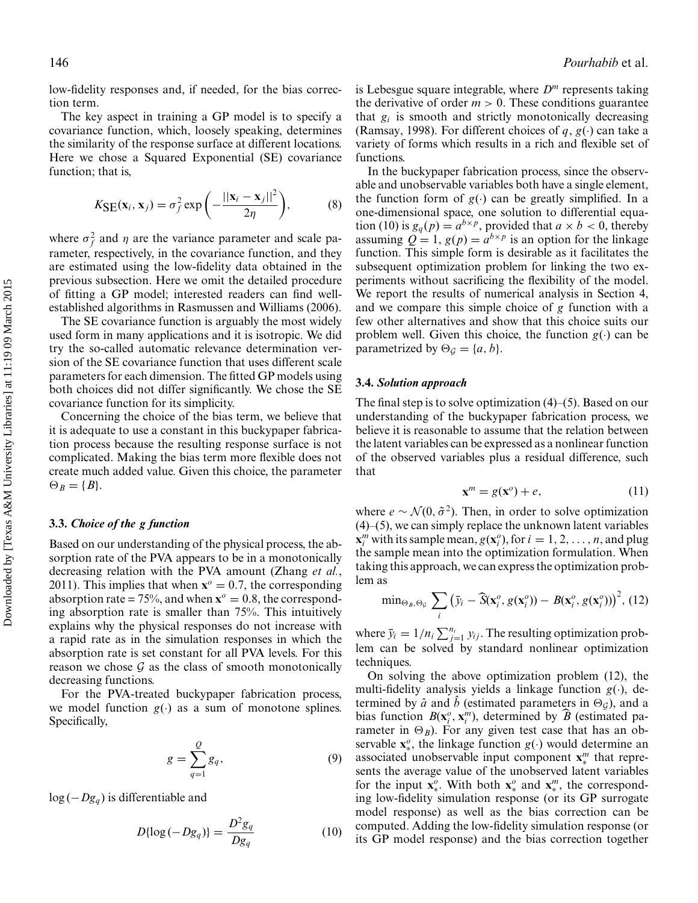low-fidelity responses and, if needed, for the bias correction term.

The key aspect in training a GP model is to specify a covariance function, which, loosely speaking, determines the similarity of the response surface at different locations. Here we chose a Squared Exponential (SE) covariance function; that is,

$$K_{\mathrm{SE}}(\mathbf{x}_i, \mathbf{x}_j) = \sigma_f^2 \exp\left(-\frac{||\mathbf{x}_i - \mathbf{x}_j||^2}{2\eta}\right), \tag{8}$$

where $\sigma_f^2$ and $\eta$ are the variance parameter and scale parameter, respectively, in the covariance function, and they are estimated using the low-fidelity data obtained in the previous subsection. Here we omit the detailed procedure of fitting a GP model; interested readers can find well-established algorithms in Rasmussen and Williams (2006).

The SE covariance function is arguably the most widely used form in many applications and it is isotropic. We did try the so-called automatic relevance determination version of the SE covariance function that uses different scale parameters for each dimension. The fitted GP models using both choices did not differ significantly. We chose the SE covariance function for its simplicity.

Concerning the choice of the bias term, we believe that it is adequate to use a constant in this buckypaper fabrication process because the resulting response surface is not complicated. Making the bias term more flexible does not create much added value. Given this choice, the parameter $\Theta_B = \{B\}$.

### 3.3. *Choice of the g function*

Based on our understanding of the physical process, the absorption rate of the PVA appears to be in a monotonically decreasing relation with the PVA amount (Zhang *et al.*, 2011). This implies that when $\mathbf{x}^o = 0.7$, the corresponding absorption rate = 75%, and when $\mathbf{x}^o = 0.8$, the corresponding absorption rate is smaller than 75%. This intuitively explains why the physical responses do not increase with a rapid rate as in the simulation responses in which the absorption rate is set constant for all PVA levels. For this reason we chose $\mathcal{G}$ as the class of smooth monotonically decreasing functions.

For the PVA-treated buckypaper fabrication process, we model function $g(\cdot)$ as a sum of monotone splines. Specifically,

$$g = \sum_{q=1}^{Q} g_q, \tag{9}$$

$\log(-Dg_q)$ is differentiable and

$$D\{\log(-Dg_q)\} = \frac{D^2 g_q}{Dg_q} \tag{10}$$

is Lebesgue square integrable, where $D^m$ represents taking the derivative of order $m > 0$. These conditions guarantee that $g_i$ is smooth and strictly monotonically decreasing (Ramsay, 1998). For different choices of $q$, $g(\cdot)$ can take a variety of forms which results in a rich and flexible set of functions.

In the buckypaper fabrication process, since the observable and unobservable variables both have a single element, the function form of $g(\cdot)$ can be greatly simplified. In a one-dimensional space, one solution to differential equation (10) is $g_q(p) = a^{b \times p}$, provided that $a \times b < 0$, thereby assuming $Q = 1$, $g(p) = a^{b \times p}$ is an option for the linkage function. This simple form is desirable as it facilitates the subsequent optimization problem for linking the two experiments without sacrificing the flexibility of the model. We report the results of numerical analysis in Section 4, and we compare this simple choice of $g$ function with a few other alternatives and show that this choice suits our problem well. Given this choice, the function $g(\cdot)$ can be parametrized by $\Theta_{\mathcal{G}} = \{a, b\}$.

### 3.4. *Solution approach*

The final step is to solve optimization (4)–(5). Based on our understanding of the buckypaper fabrication process, we believe it is reasonable to assume that the relation between the latent variables can be expressed as a nonlinear function of the observed variables plus a residual difference, such that

$$\mathbf{x}^m = g(\mathbf{x}^o) + e, \tag{11}$$

where $e \sim \mathcal{N}(0, \tilde{\sigma}^2)$. Then, in order to solve optimization (4)–(5), we can simply replace the unknown latent variables $\mathbf{x}_i^m$ with its sample mean, $g(\mathbf{x}_i^o)$, for $i = 1, 2, \ldots, n$, and plug the sample mean into the optimization formulation. When taking this approach, we can express the optimization problem as

$$\min_{\Theta_B, \Theta_{\mathcal{G}}} \sum_i \left(\bar{y}_i - \widehat{S}(\mathbf{x}_i^o, g(\mathbf{x}_i^o)) - B(\mathbf{x}_i^o, g(\mathbf{x}_i^o))\right)^2, \tag{12}$$

where $\bar{y}_i = 1/n_i \sum_{j=1}^{n_i} y_{ij}$. The resulting optimization problem can be solved by standard nonlinear optimization techniques.

On solving the above optimization problem (12), the multi-fidelity analysis yields a linkage function $g(\cdot)$, determined by $\hat{a}$ and $\hat{b}$ (estimated parameters in $\Theta_{\mathcal{G}}$), and a bias function $B(\mathbf{x}_i^o, \mathbf{x}_i^m)$, determined by $\widehat{B}$ (estimated parameter in $\Theta_B$). For any given test case that has an observable $\mathbf{x}_*^o$, the linkage function $g(\cdot)$ would determine an associated unobservable input component $\mathbf{x}_*^m$ that represents the average value of the unobserved latent variables for the input $\mathbf{x}_*^o$. With both $\mathbf{x}_*^o$ and $\mathbf{x}_*^m$, the corresponding low-fidelity simulation response (or its GP surrogate model response) and the bias correction can be computed. Adding the low-fidelity simulation response (or its GP model response) and the bias correction together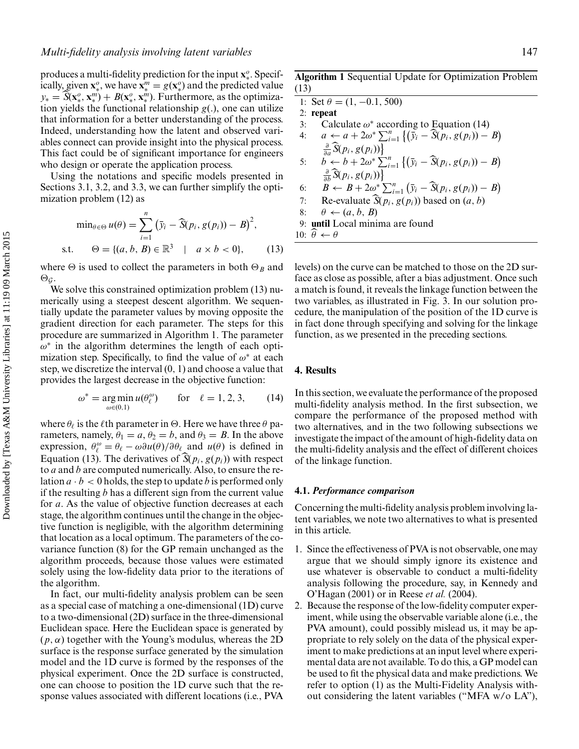produces a multi-fidelity prediction for the input $\mathbf{x}_*^o$. Specifically, given $\mathbf{x}_*^o$, we have $\mathbf{x}_*^m = g(\mathbf{x}_*^o)$ and the predicted value $y_* = \widehat{S}(\mathbf{x}_*^o, \mathbf{x}_*^m) + B(\mathbf{x}_*^o, \mathbf{x}_*^m)$. Furthermore, as the optimization yields the functional relationship $g(.)$, one can utilize that information for a better understanding of the process. Indeed, understanding how the latent and observed variables connect can provide insight into the physical process. This fact could be of significant importance for engineers who design or operate the application process.

Using the notations and specific models presented in Sections 3.1, 3.2, and 3.3, we can further simplify the optimization problem (12) as

$$\min_{\theta \in \Theta} u(\theta) = \sum_{i=1}^{n} \left( \bar{y}_i - \widehat{S}(p_i, g(p_i)) - B \right)^2,$$
$$\text{s.t.} \quad \Theta = \{(a, b, B) \in \mathbb{R}^3 \quad | \quad a \times b < 0\}, \qquad (13)$$

where $\Theta$ is used to collect the parameters in both $\Theta_B$ and $\Theta_{\mathcal{G}}$.

We solve this constrained optimization problem (13) numerically using a steepest descent algorithm. We sequentially update the parameter values by moving opposite the gradient direction for each parameter. The steps for this procedure are summarized in Algorithm 1. The parameter $\omega^*$ in the algorithm determines the length of each optimization step. Specifically, to find the value of $\omega^*$ at each step, we discretize the interval $(0, 1)$ and choose a value that provides the largest decrease in the objective function:

$$\omega^* = \underset{\omega \in (0,1)}{\arg\min}\, u(\theta_\ell^\omega) \qquad \text{for} \quad \ell = 1, 2, 3, \qquad (14)$$

where $\theta_\ell$ is the $\ell$th parameter in $\Theta$. Here we have three $\theta$ parameters, namely, $\theta_1 = a$, $\theta_2 = b$, and $\theta_3 = B$. In the above expression, $\theta_\ell^\omega = \theta_\ell - \omega \partial u(\theta)/\partial \theta_\ell$ and $u(\theta)$ is defined in Equation (13). The derivatives of $\widehat{S}(p_i, g(p_i))$ with respect to $a$ and $b$ are computed numerically. Also, to ensure the relation $a \cdot b < 0$ holds, the step to update $b$ is performed only if the resulting $b$ has a different sign from the current value for $a$. As the value of objective function decreases at each stage, the algorithm continues until the change in the objective function is negligible, with the algorithm determining that location as a local optimum. The parameters of the covariance function (8) for the GP remain unchanged as the algorithm proceeds, because those values were estimated solely using the low-fidelity data prior to the iterations of the algorithm.

In fact, our multi-fidelity analysis problem can be seen as a special case of matching a one-dimensional (1D) curve to a two-dimensional (2D) surface in the three-dimensional Euclidean space. Here the Euclidean space is generated by $(p, \alpha)$ together with the Young's modulus, whereas the 2D surface is the response surface generated by the simulation model and the 1D curve is formed by the responses of the physical experiment. Once the 2D surface is constructed, one can choose to position the 1D curve such that the response values associated with different locations (i.e., PVA levels) on the curve can be matched to those on the 2D surface as close as possible, after a bias adjustment. Once such a match is found, it reveals the linkage function between the two variables, as illustrated in Fig. 3. In our solution procedure, the manipulation of the position of the 1D curve is in fact done through specifying and solving for the linkage function, as we presented in the preceding sections.

**Algorithm 1** Sequential Update for Optimization Problem (13)

1: Set $\theta = (1, -0.1, 500)$
2: **repeat**
3: Calculate $\omega^*$ according to Equation (14)
4: $a \leftarrow a + 2\omega^* \sum_{i=1}^{n} \left\{ \left( \bar{y}_i - \widehat{S}(p_i, g(p_i)) - B \right) \frac{\partial}{\partial a} \widehat{S}(p_i, g(p_i)) \right\}$
5: $b \leftarrow b + 2\omega^* \sum_{i=1}^{n} \left\{ \left( \bar{y}_i - \widehat{S}(p_i, g(p_i)) - B \right) \frac{\partial}{\partial b} \widehat{S}(p_i, g(p_i)) \right\}$
6: $B \leftarrow B + 2\omega^* \sum_{i=1}^{n} \left( \bar{y}_i - \widehat{S}(p_i, g(p_i)) - B \right)$
7: Re-evaluate $\widehat{S}(p_i, g(p_i))$ based on $(a, b)$
8: $\theta \leftarrow (a, b, B)$
9: **until** Local minima are found
10: $\widehat{\theta} \leftarrow \theta$

## 4. Results

In this section, we evaluate the performance of the proposed multi-fidelity analysis method. In the first subsection, we compare the performance of the proposed method with two alternatives, and in the two following subsections we investigate the impact of the amount of high-fidelity data on the multi-fidelity analysis and the effect of different choices of the linkage function.

### 4.1. *Performance comparison*

Concerning the multi-fidelity analysis problem involving latent variables, we note two alternatives to what is presented in this article.

1. Since the effectiveness of PVA is not observable, one may argue that we should simply ignore its existence and use whatever is observable to conduct a multi-fidelity analysis following the procedure, say, in Kennedy and O'Hagan (2001) or in Reese *et al.* (2004).
2. Because the response of the low-fidelity computer experiment, while using the observable variable alone (i.e., the PVA amount), could possibly mislead us, it may be appropriate to rely solely on the data of the physical experiment to make predictions at an input level where experimental data are not available. To do this, a GP model can be used to fit the physical data and make predictions. We refer to option (1) as the Multi-Fidelity Analysis without considering the latent variables ("MFA w/o LA"),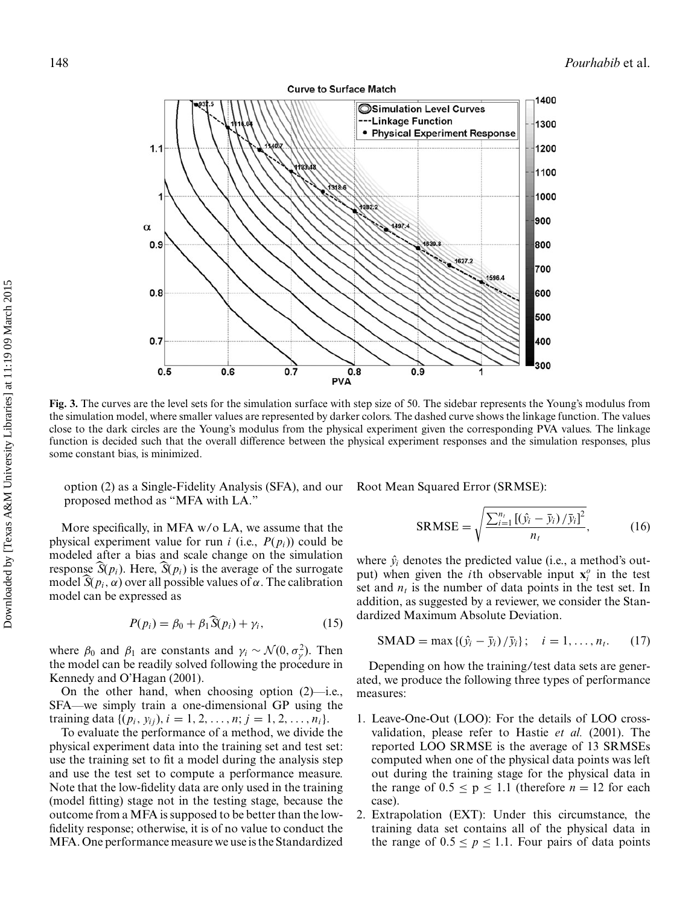**Fig. 3.** The curves are the level sets for the simulation surface with step size of 50. The sidebar represents the Young's modulus from the simulation model, where smaller values are represented by darker colors. The dashed curve shows the linkage function. The values close to the dark circles are the Young's modulus from the physical experiment given the corresponding PVA values. The linkage function is decided such that the overall difference between the physical experiment responses and the simulation responses, plus some constant bias, is minimized.

option (2) as a Single-Fidelity Analysis (SFA), and our proposed method as "MFA with LA."

More specifically, in MFA w/o LA, we assume that the physical experiment value for run $i$ (i.e., $P(p_i)$) could be modeled after a bias and scale change on the simulation response $\widehat{S}(p_i)$. Here, $\widehat{S}(p_i)$ is the average of the surrogate model $\widehat{S}(p_i, \alpha)$ over all possible values of $\alpha$. The calibration model can be expressed as

$$P(p_i) = \beta_0 + \beta_1 \widehat{S}(p_i) + \gamma_i, \tag{15}$$

where $\beta_0$ and $\beta_1$ are constants and $\gamma_i \sim \mathcal{N}(0, \sigma_\gamma^2)$. Then the model can be readily solved following the procedure in Kennedy and O'Hagan (2001).

On the other hand, when choosing option (2)—i.e., SFA—we simply train a one-dimensional GP using the training data $\{(p_i, y_{ij}), i = 1, 2, \ldots, n; j = 1, 2, \ldots, n_i\}$.

To evaluate the performance of a method, we divide the physical experiment data into the training set and test set: use the training set to fit a model during the analysis step and use the test set to compute a performance measure. Note that the low-fidelity data are only used in the training (model fitting) stage not in the testing stage, because the outcome from a MFA is supposed to be better than the low-fidelity response; otherwise, it is of no value to conduct the MFA. One performance measure we use is the Standardized Root Mean Squared Error (SRMSE):

$$\text{SRMSE} = \sqrt{\frac{\sum_{i=1}^{n_t} \left[(\hat{y}_i - \bar{y}_i)/\bar{y}_i\right]^2}{n_t}}, \tag{16}$$

where $\hat{y}_i$ denotes the predicted value (i.e., a method's output) when given the $i$th observable input $\mathbf{x}_i^o$ in the test set and $n_t$ is the number of data points in the test set. In addition, as suggested by a reviewer, we consider the Standardized Maximum Absolute Deviation.

$$\text{SMAD} = \max\{(\hat{y}_i - \bar{y}_i)/\bar{y}_i\}; \quad i = 1, \ldots, n_t. \tag{17}$$

Depending on how the training/test data sets are generated, we produce the following three types of performance measures:

1. Leave-One-Out (LOO): For the details of LOO cross-validation, please refer to Hastie *et al.* (2001). The reported LOO SRMSE is the average of 13 SRMSEs computed when one of the physical data points was left out during the training stage for the physical data in the range of $0.5 \leq \text{p} \leq 1.1$ (therefore $n = 12$ for each case).
2. Extrapolation (EXT): Under this circumstance, the training data set contains all of the physical data in the range of $0.5 \leq p \leq 1.1$. Four pairs of data points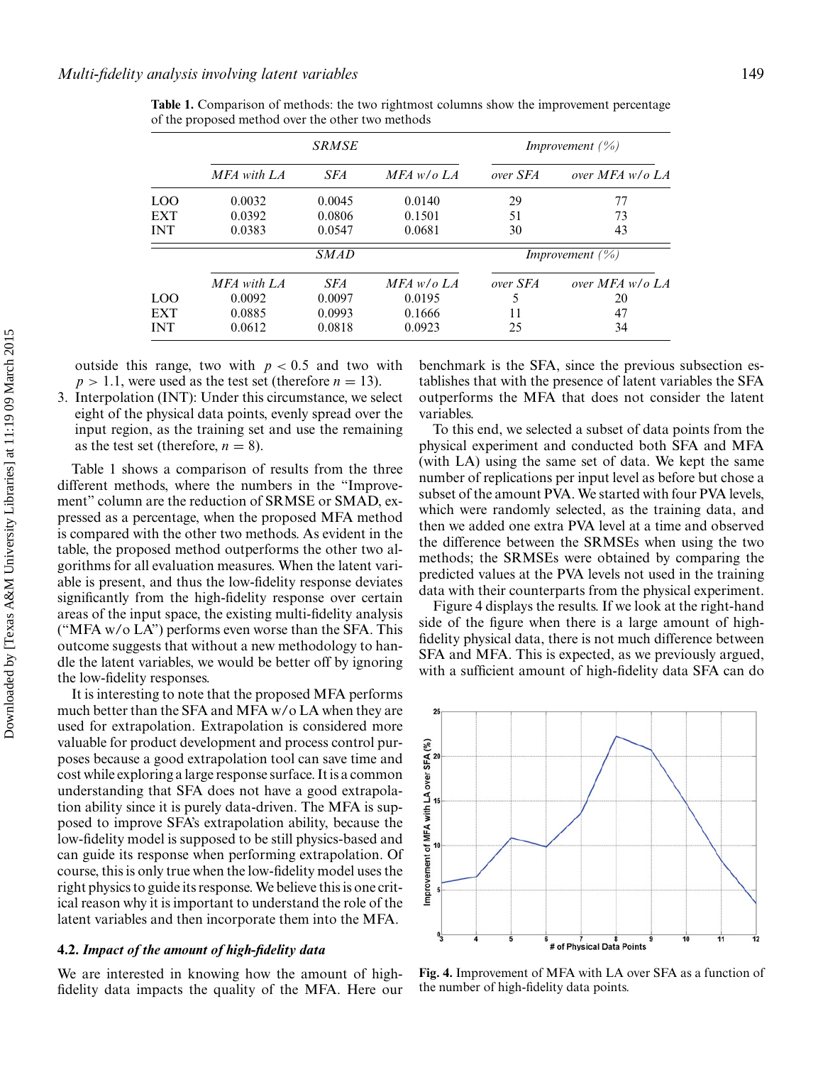**Table 1.** Comparison of methods: the two rightmost columns show the improvement percentage of the proposed method over the other two methods

| | *SRMSE* | | | *Improvement (%)* | |
|---|---|---|---|---|---|
| | *MFA with LA* | *SFA* | *MFA w/o LA* | *over SFA* | *over MFA w/o LA* |
| LOO | 0.0032 | 0.0045 | 0.0140 | 29 | 77 |
| EXT | 0.0392 | 0.0806 | 0.1501 | 51 | 73 |
| INT | 0.0383 | 0.0547 | 0.0681 | 30 | 43 |
| | *SMAD* | | | *Improvement (%)* | |
| | *MFA with LA* | *SFA* | *MFA w/o LA* | *over SFA* | *over MFA w/o LA* |
| LOO | 0.0092 | 0.0097 | 0.0195 | 5 | 20 |
| EXT | 0.0885 | 0.0993 | 0.1666 | 11 | 47 |
| INT | 0.0612 | 0.0818 | 0.0923 | 25 | 34 |

outside this range, two with $p < 0.5$ and two with $p > 1.1$, were used as the test set (therefore $n = 13$).

3. Interpolation (INT): Under this circumstance, we select eight of the physical data points, evenly spread over the input region, as the training set and use the remaining as the test set (therefore, $n = 8$).

Table 1 shows a comparison of results from the three different methods, where the numbers in the "Improvement" column are the reduction of SRMSE or SMAD, expressed as a percentage, when the proposed MFA method is compared with the other two methods. As evident in the table, the proposed method outperforms the other two algorithms for all evaluation measures. When the latent variable is present, and thus the low-fidelity response deviates significantly from the high-fidelity response over certain areas of the input space, the existing multi-fidelity analysis ("MFA w/o LA") performs even worse than the SFA. This outcome suggests that without a new methodology to handle the latent variables, we would be better off by ignoring the low-fidelity responses.

It is interesting to note that the proposed MFA performs much better than the SFA and MFA w/o LA when they are used for extrapolation. Extrapolation is considered more valuable for product development and process control purposes because a good extrapolation tool can save time and cost while exploring a large response surface. It is a common understanding that SFA does not have a good extrapolation ability since it is purely data-driven. The MFA is supposed to improve SFA's extrapolation ability, because the low-fidelity model is supposed to be still physics-based and can guide its response when performing extrapolation. Of course, this is only true when the low-fidelity model uses the right physics to guide its response. We believe this is one critical reason why it is important to understand the role of the latent variables and then incorporate them into the MFA.

### 4.2. *Impact of the amount of high-fidelity data*

We are interested in knowing how the amount of high-fidelity data impacts the quality of the MFA. Here our benchmark is the SFA, since the previous subsection establishes that with the presence of latent variables the SFA outperforms the MFA that does not consider the latent variables.

To this end, we selected a subset of data points from the physical experiment and conducted both SFA and MFA (with LA) using the same set of data. We kept the same number of replications per input level as before but chose a subset of the amount PVA. We started with four PVA levels, which were randomly selected, as the training data, and then we added one extra PVA level at a time and observed the difference between the SRMSEs when using the two methods; the SRMSEs were obtained by comparing the predicted values at the PVA levels not used in the training data with their counterparts from the physical experiment.

Figure 4 displays the results. If we look at the right-hand side of the figure when there is a large amount of high-fidelity physical data, there is not much difference between SFA and MFA. This is expected, as we previously argued, with a sufficient amount of high-fidelity data SFA can do

Improvement of MFA with LA over SFA (%)

25
20
15
10
5
0

3 4 5 6 7 8 9 10 11 12

# of Physical Data Points

**Fig. 4.** Improvement of MFA with LA over SFA as a function of the number of high-fidelity data points.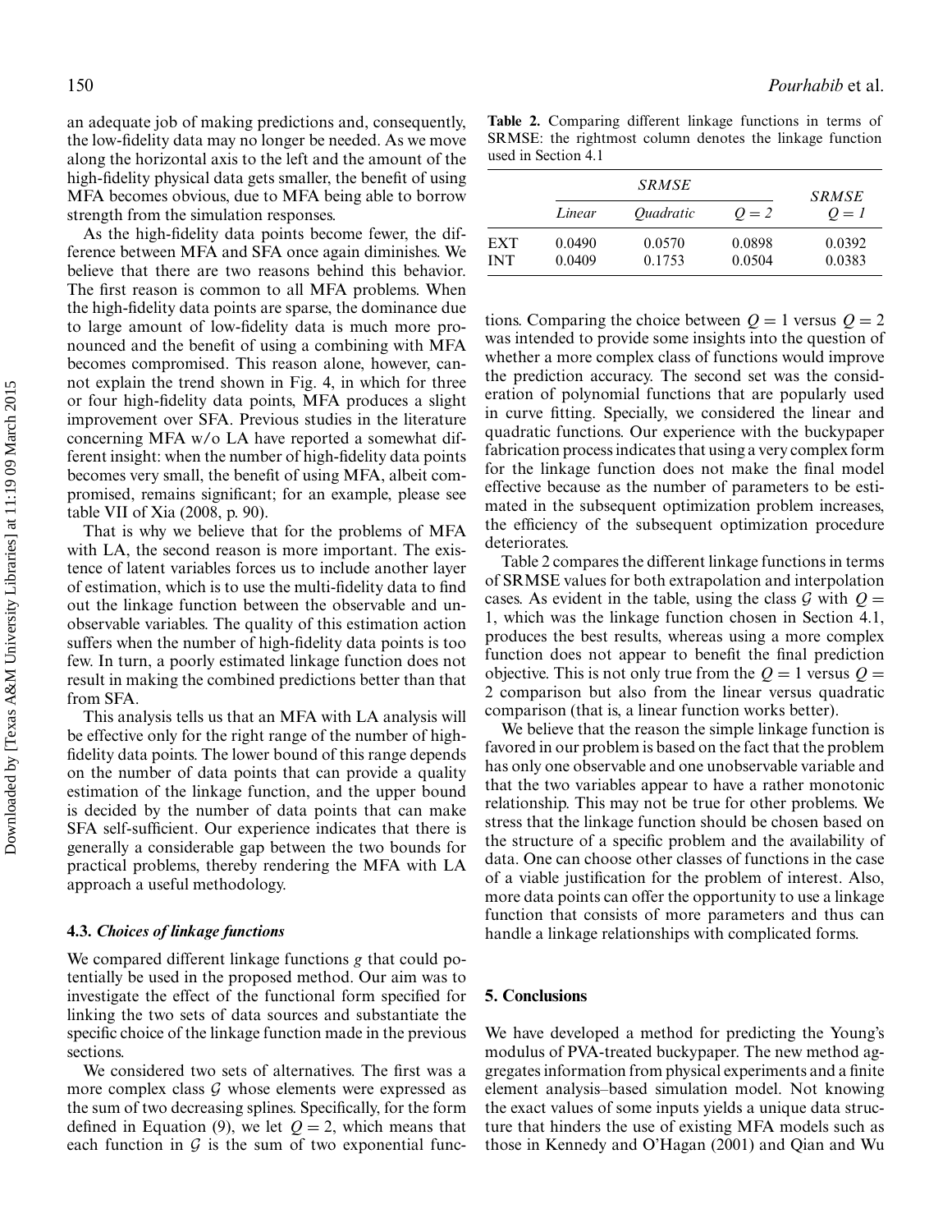an adequate job of making predictions and, consequently, the low-fidelity data may no longer be needed. As we move along the horizontal axis to the left and the amount of the high-fidelity physical data gets smaller, the benefit of using MFA becomes obvious, due to MFA being able to borrow strength from the simulation responses.

As the high-fidelity data points become fewer, the difference between MFA and SFA once again diminishes. We believe that there are two reasons behind this behavior. The first reason is common to all MFA problems. When the high-fidelity data points are sparse, the dominance due to large amount of low-fidelity data is much more pronounced and the benefit of using a combining with MFA becomes compromised. This reason alone, however, cannot explain the trend shown in Fig. 4, in which for three or four high-fidelity data points, MFA produces a slight improvement over SFA. Previous studies in the literature concerning MFA w/o LA have reported a somewhat different insight: when the number of high-fidelity data points becomes very small, the benefit of using MFA, albeit compromised, remains significant; for an example, please see table VII of Xia (2008, p. 90).

That is why we believe that for the problems of MFA with LA, the second reason is more important. The existence of latent variables forces us to include another layer of estimation, which is to use the multi-fidelity data to find out the linkage function between the observable and unobservable variables. The quality of this estimation action suffers when the number of high-fidelity data points is too few. In turn, a poorly estimated linkage function does not result in making the combined predictions better than that from SFA.

This analysis tells us that an MFA with LA analysis will be effective only for the right range of the number of high-fidelity data points. The lower bound of this range depends on the number of data points that can provide a quality estimation of the linkage function, and the upper bound is decided by the number of data points that can make SFA self-sufficient. Our experience indicates that there is generally a considerable gap between the two bounds for practical problems, thereby rendering the MFA with LA approach a useful methodology.

### 4.3. *Choices of linkage functions*

We compared different linkage functions $g$ that could potentially be used in the proposed method. Our aim was to investigate the effect of the functional form specified for linking the two sets of data sources and substantiate the specific choice of the linkage function made in the previous sections.

We considered two sets of alternatives. The first was a more complex class $\mathcal{G}$ whose elements were expressed as the sum of two decreasing splines. Specifically, for the form defined in Equation (9), we let $Q = 2$, which means that each function in $\mathcal{G}$ is the sum of two exponential functions. Comparing the choice between $Q = 1$ versus $Q = 2$ was intended to provide some insights into the question of whether a more complex class of functions would improve the prediction accuracy. The second set was the consideration of polynomial functions that are popularly used in curve fitting. Specially, we considered the linear and quadratic functions. Our experience with the buckypaper fabrication process indicates that using a very complex form for the linkage function does not make the final model effective because as the number of parameters to be estimated in the subsequent optimization problem increases, the efficiency of the subsequent optimization procedure deteriorates.

**Table 2.** Comparing different linkage functions in terms of SRMSE: the rightmost column denotes the linkage function used in Section 4.1

| | *SRMSE* | | | *SRMSE* |
|---|---|---|---|---|
| | *Linear* | *Quadratic* | $Q = 2$ | $Q = 1$ |
| EXT | 0.0490 | 0.0570 | 0.0898 | 0.0392 |
| INT | 0.0409 | 0.1753 | 0.0504 | 0.0383 |

Table 2 compares the different linkage functions in terms of SRMSE values for both extrapolation and interpolation cases. As evident in the table, using the class $\mathcal{G}$ with $Q = 1$, which was the linkage function chosen in Section 4.1, produces the best results, whereas using a more complex function does not appear to benefit the final prediction objective. This is not only true from the $Q = 1$ versus $Q = 2$ comparison but also from the linear versus quadratic comparison (that is, a linear function works better).

We believe that the reason the simple linkage function is favored in our problem is based on the fact that the problem has only one observable and one unobservable variable and that the two variables appear to have a rather monotonic relationship. This may not be true for other problems. We stress that the linkage function should be chosen based on the structure of a specific problem and the availability of data. One can choose other classes of functions in the case of a viable justification for the problem of interest. Also, more data points can offer the opportunity to use a linkage function that consists of more parameters and thus can handle a linkage relationships with complicated forms.

## 5. Conclusions

We have developed a method for predicting the Young's modulus of PVA-treated buckypaper. The new method aggregates information from physical experiments and a finite element analysis–based simulation model. Not knowing the exact values of some inputs yields a unique data structure that hinders the use of existing MFA models such as those in Kennedy and O'Hagan (2001) and Qian and Wu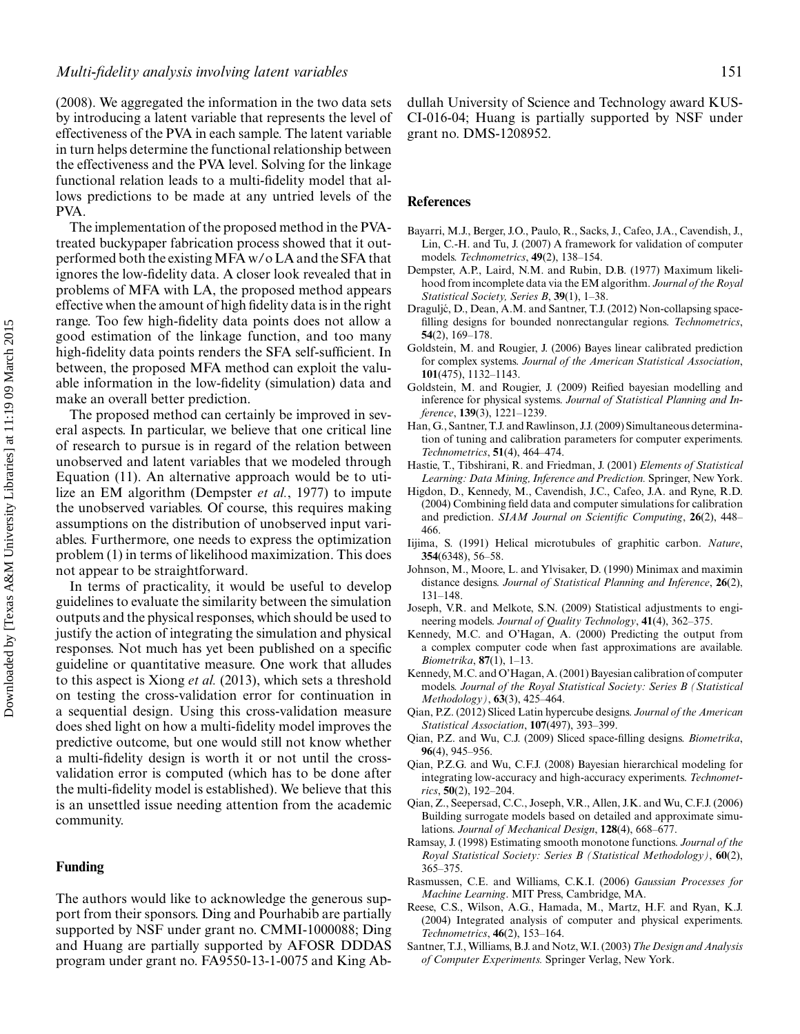(2008). We aggregated the information in the two data sets by introducing a latent variable that represents the level of effectiveness of the PVA in each sample. The latent variable in turn helps determine the functional relationship between the effectiveness and the PVA level. Solving for the linkage functional relation leads to a multi-fidelity model that allows predictions to be made at any untried levels of the PVA.

The implementation of the proposed method in the PVA-treated buckypaper fabrication process showed that it outperformed both the existing MFA w/o LA and the SFA that ignores the low-fidelity data. A closer look revealed that in problems of MFA with LA, the proposed method appears effective when the amount of high fidelity data is in the right range. Too few high-fidelity data points does not allow a good estimation of the linkage function, and too many high-fidelity data points renders the SFA self-sufficient. In between, the proposed MFA method can exploit the valuable information in the low-fidelity (simulation) data and make an overall better prediction.

The proposed method can certainly be improved in several aspects. In particular, we believe that one critical line of research to pursue is in regard of the relation between unobserved and latent variables that we modeled through Equation (11). An alternative approach would be to utilize an EM algorithm (Dempster *et al.*, 1977) to impute the unobserved variables. Of course, this requires making assumptions on the distribution of unobserved input variables. Furthermore, one needs to express the optimization problem (1) in terms of likelihood maximization. This does not appear to be straightforward.

In terms of practicality, it would be useful to develop guidelines to evaluate the similarity between the simulation outputs and the physical responses, which should be used to justify the action of integrating the simulation and physical responses. Not much has yet been published on a specific guideline or quantitative measure. One work that alludes to this aspect is Xiong *et al.* (2013), which sets a threshold on testing the cross-validation error for continuation in a sequential design. Using this cross-validation measure does shed light on how a multi-fidelity model improves the predictive outcome, but one would still not know whether a multi-fidelity design is worth it or not until the cross-validation error is computed (which has to be done after the multi-fidelity model is established). We believe that this is an unsettled issue needing attention from the academic community.

## Funding

The authors would like to acknowledge the generous support from their sponsors. Ding and Pourhabib are partially supported by NSF under grant no. CMMI-1000088; Ding and Huang are partially supported by AFOSR DDDAS program under grant no. FA9550-13-1-0075 and King Abdullah University of Science and Technology award KUS-CI-016-04; Huang is partially supported by NSF under grant no. DMS-1208952.

## References

Bayarri, M.J., Berger, J.O., Paulo, R., Sacks, J., Cafeo, J.A., Cavendish, J., Lin, C.-H. and Tu, J. (2007) A framework for validation of computer models. *Technometrics*, **49**(2), 138–154.

Dempster, A.P., Laird, N.M. and Rubin, D.B. (1977) Maximum likelihood from incomplete data via the EM algorithm. *Journal of the Royal Statistical Society, Series B*, **39**(1), 1–38.

Draguljć, D., Dean, A.M. and Santner, T.J. (2012) Non-collapsing space-filling designs for bounded nonrectangular regions. *Technometrics*, **54**(2), 169–178.

Goldstein, M. and Rougier, J. (2006) Bayes linear calibrated prediction for complex systems. *Journal of the American Statistical Association*, **101**(475), 1132–1143.

Goldstein, M. and Rougier, J. (2009) Reified bayesian modelling and inference for physical systems. *Journal of Statistical Planning and Inference*, **139**(3), 1221–1239.

Han, G., Santner, T.J. and Rawlinson, J.J. (2009) Simultaneous determination of tuning and calibration parameters for computer experiments. *Technometrics*, **51**(4), 464–474.

Hastie, T., Tibshirani, R. and Friedman, J. (2001) *Elements of Statistical Learning: Data Mining, Inference and Prediction.* Springer, New York.

Higdon, D., Kennedy, M., Cavendish, J.C., Cafeo, J.A. and Ryne, R.D. (2004) Combining field data and computer simulations for calibration and prediction. *SIAM Journal on Scientific Computing*, **26**(2), 448–466.

Iijima, S. (1991) Helical microtubules of graphitic carbon. *Nature*, **354**(6348), 56–58.

Johnson, M., Moore, L. and Ylvisaker, D. (1990) Minimax and maximin distance designs. *Journal of Statistical Planning and Inference*, **26**(2), 131–148.

Joseph, V.R. and Melkote, S.N. (2009) Statistical adjustments to engineering models. *Journal of Quality Technology*, **41**(4), 362–375.

Kennedy, M.C. and O'Hagan, A. (2000) Predicting the output from a complex computer code when fast approximations are available. *Biometrika*, **87**(1), 1–13.

Kennedy, M.C. and O'Hagan, A. (2001) Bayesian calibration of computer models. *Journal of the Royal Statistical Society: Series B (Statistical Methodology)*, **63**(3), 425–464.

Qian, P.Z. (2012) Sliced Latin hypercube designs. *Journal of the American Statistical Association*, **107**(497), 393–399.

Qian, P.Z. and Wu, C.J. (2009) Sliced space-filling designs. *Biometrika*, **96**(4), 945–956.

Qian, P.Z.G. and Wu, C.F.J. (2008) Bayesian hierarchical modeling for integrating low-accuracy and high-accuracy experiments. *Technometrics*, **50**(2), 192–204.

Qian, Z., Seepersad, C.C., Joseph, V.R., Allen, J.K. and Wu, C.F.J. (2006) Building surrogate models based on detailed and approximate simulations. *Journal of Mechanical Design*, **128**(4), 668–677.

Ramsay, J. (1998) Estimating smooth monotone functions. *Journal of the Royal Statistical Society: Series B (Statistical Methodology)*, **60**(2), 365–375.

Rasmussen, C.E. and Williams, C.K.I. (2006) *Gaussian Processes for Machine Learning*. MIT Press, Cambridge, MA.

Reese, C.S., Wilson, A.G., Hamada, M., Martz, H.F. and Ryan, K.J. (2004) Integrated analysis of computer and physical experiments. *Technometrics*, **46**(2), 153–164.

Santner, T.J., Williams, B.J. and Notz, W.I. (2003) *The Design and Analysis of Computer Experiments.* Springer Verlag, New York.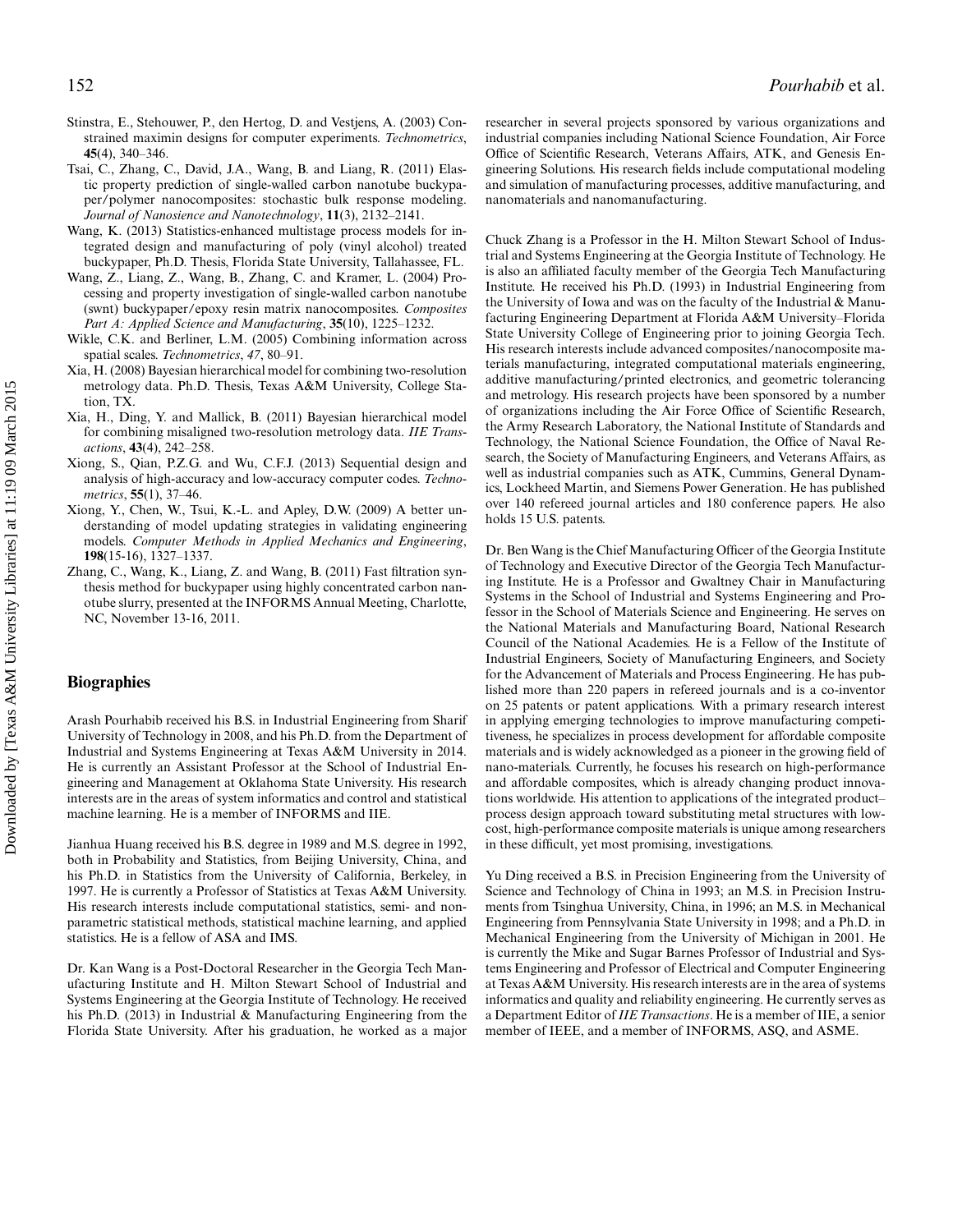Stinstra, E., Stehouwer, P., den Hertog, D. and Vestjens, A. (2003) Constrained maximin designs for computer experiments. *Technometrics*, **45**(4), 340–346.

Tsai, C., Zhang, C., David, J.A., Wang, B. and Liang, R. (2011) Elastic property prediction of single-walled carbon nanotube buckypaper/polymer nanocomposites: stochastic bulk response modeling. *Journal of Nanosience and Nanotechnology*, **11**(3), 2132–2141.

Wang, K. (2013) Statistics-enhanced multistage process models for integrated design and manufacturing of poly (vinyl alcohol) treated buckypaper, Ph.D. Thesis, Florida State University, Tallahassee, FL.

Wang, Z., Liang, Z., Wang, B., Zhang, C. and Kramer, L. (2004) Processing and property investigation of single-walled carbon nanotube (swnt) buckypaper/epoxy resin matrix nanocomposites. *Composites Part A: Applied Science and Manufacturing*, **35**(10), 1225–1232.

Wikle, C.K. and Berliner, L.M. (2005) Combining information across spatial scales. *Technometrics*, *47*, 80–91.

Xia, H. (2008) Bayesian hierarchical model for combining two-resolution metrology data. Ph.D. Thesis, Texas A&M University, College Station, TX.

Xia, H., Ding, Y. and Mallick, B. (2011) Bayesian hierarchical model for combining misaligned two-resolution metrology data. *IIE Transactions*, **43**(4), 242–258.

Xiong, S., Qian, P.Z.G. and Wu, C.F.J. (2013) Sequential design and analysis of high-accuracy and low-accuracy computer codes. *Technometrics*, **55**(1), 37–46.

Xiong, Y., Chen, W., Tsui, K.-L. and Apley, D.W. (2009) A better understanding of model updating strategies in validating engineering models. *Computer Methods in Applied Mechanics and Engineering*, **198**(15-16), 1327–1337.

Zhang, C., Wang, K., Liang, Z. and Wang, B. (2011) Fast filtration synthesis method for buckypaper using highly concentrated carbon nanotube slurry, presented at the INFORMS Annual Meeting, Charlotte, NC, November 13-16, 2011.

## Biographies

Arash Pourhabib received his B.S. in Industrial Engineering from Sharif University of Technology in 2008, and his Ph.D. from the Department of Industrial and Systems Engineering at Texas A&M University in 2014. He is currently an Assistant Professor at the School of Industrial Engineering and Management at Oklahoma State University. His research interests are in the areas of system informatics and control and statistical machine learning. He is a member of INFORMS and IIE.

Jianhua Huang received his B.S. degree in 1989 and M.S. degree in 1992, both in Probability and Statistics, from Beijing University, China, and his Ph.D. in Statistics from the University of California, Berkeley, in 1997. He is currently a Professor of Statistics at Texas A&M University. His research interests include computational statistics, semi- and nonparametric statistical methods, statistical machine learning, and applied statistics. He is a fellow of ASA and IMS.

Dr. Kan Wang is a Post-Doctoral Researcher in the Georgia Tech Manufacturing Institute and H. Milton Stewart School of Industrial and Systems Engineering at the Georgia Institute of Technology. He received his Ph.D. (2013) in Industrial & Manufacturing Engineering from the Florida State University. After his graduation, he worked as a major researcher in several projects sponsored by various organizations and industrial companies including National Science Foundation, Air Force Office of Scientific Research, Veterans Affairs, ATK, and Genesis Engineering Solutions. His research fields include computational modeling and simulation of manufacturing processes, additive manufacturing, and nanomaterials and nanomanufacturing.

Chuck Zhang is a Professor in the H. Milton Stewart School of Industrial and Systems Engineering at the Georgia Institute of Technology. He is also an affiliated faculty member of the Georgia Tech Manufacturing Institute. He received his Ph.D. (1993) in Industrial Engineering from the University of Iowa and was on the faculty of the Industrial & Manufacturing Engineering Department at Florida A&M University–Florida State University College of Engineering prior to joining Georgia Tech. His research interests include advanced composites/nanocomposite materials manufacturing, integrated computational materials engineering, additive manufacturing/printed electronics, and geometric tolerancing and metrology. His research projects have been sponsored by a number of organizations including the Air Force Office of Scientific Research, the Army Research Laboratory, the National Institute of Standards and Technology, the National Science Foundation, the Office of Naval Research, the Society of Manufacturing Engineers, and Veterans Affairs, as well as industrial companies such as ATK, Cummins, General Dynamics, Lockheed Martin, and Siemens Power Generation. He has published over 140 refereed journal articles and 180 conference papers. He also holds 15 U.S. patents.

Dr. Ben Wang is the Chief Manufacturing Officer of the Georgia Institute of Technology and Executive Director of the Georgia Tech Manufacturing Institute. He is a Professor and Gwaltney Chair in Manufacturing Systems in the School of Industrial and Systems Engineering and Professor in the School of Materials Science and Engineering. He serves on the National Materials and Manufacturing Board, National Research Council of the National Academies. He is a Fellow of the Institute of Industrial Engineers, Society of Manufacturing Engineers, and Society for the Advancement of Materials and Process Engineering. He has published more than 220 papers in refereed journals and is a co-inventor on 25 patents or patent applications. With a primary research interest in applying emerging technologies to improve manufacturing competitiveness, he specializes in process development for affordable composite materials and is widely acknowledged as a pioneer in the growing field of nano-materials. Currently, he focuses his research on high-performance and affordable composites, which is already changing product innovations worldwide. His attention to applications of the integrated product–process design approach toward substituting metal structures with low-cost, high-performance composite materials is unique among researchers in these difficult, yet most promising, investigations.

Yu Ding received a B.S. in Precision Engineering from the University of Science and Technology of China in 1993; an M.S. in Precision Instruments from Tsinghua University, China, in 1996; an M.S. in Mechanical Engineering from Pennsylvania State University in 1998; and a Ph.D. in Mechanical Engineering from the University of Michigan in 2001. He is currently the Mike and Sugar Barnes Professor of Industrial and Systems Engineering and Professor of Electrical and Computer Engineering at Texas A&M University. His research interests are in the area of systems informatics and quality and reliability engineering. He currently serves as a Department Editor of *IIE Transactions*. He is a member of IIE, a senior member of IEEE, and a member of INFORMS, ASQ, and ASME.